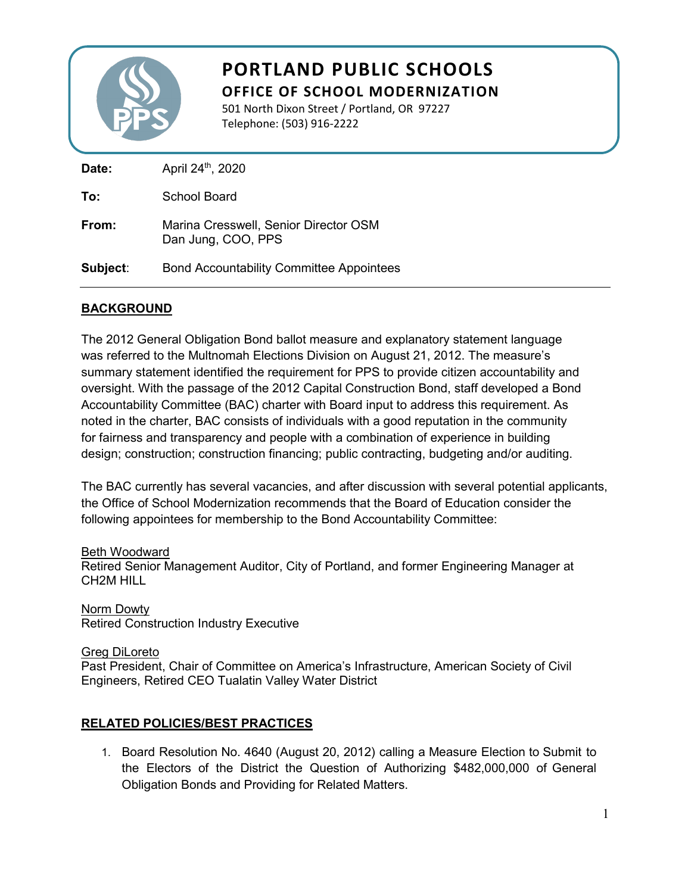# PORTLAND PUBLIC SCHOOLS

## OFFICE OF SCHOOL MODERNIZATION

501 North Dixon Street / Portland, OR 97227
Telephone: (503) 916-2222

**Date:** April 24th, 2020

**To:** School Board

**From:** Marina Cresswell, Senior Director OSM
Dan Jung, COO, PPS

**Subject**: Bond Accountability Committee Appointees

---

## BACKGROUND

The 2012 General Obligation Bond ballot measure and explanatory statement language was referred to the Multnomah Elections Division on August 21, 2012. The measure's summary statement identified the requirement for PPS to provide citizen accountability and oversight. With the passage of the 2012 Capital Construction Bond, staff developed a Bond Accountability Committee (BAC) charter with Board input to address this requirement. As noted in the charter, BAC consists of individuals with a good reputation in the community for fairness and transparency and people with a combination of experience in building design; construction; construction financing; public contracting, budgeting and/or auditing.

The BAC currently has several vacancies, and after discussion with several potential applicants, the Office of School Modernization recommends that the Board of Education consider the following appointees for membership to the Bond Accountability Committee:

Beth Woodward
Retired Senior Management Auditor, City of Portland, and former Engineering Manager at CH2M HILL

Norm Dowty
Retired Construction Industry Executive

Greg DiLoreto
Past President, Chair of Committee on America's Infrastructure, American Society of Civil Engineers, Retired CEO Tualatin Valley Water District

## RELATED POLICIES/BEST PRACTICES

1. Board Resolution No. 4640 (August 20, 2012) calling a Measure Election to Submit to the Electors of the District the Question of Authorizing $482,000,000 of General Obligation Bonds and Providing for Related Matters.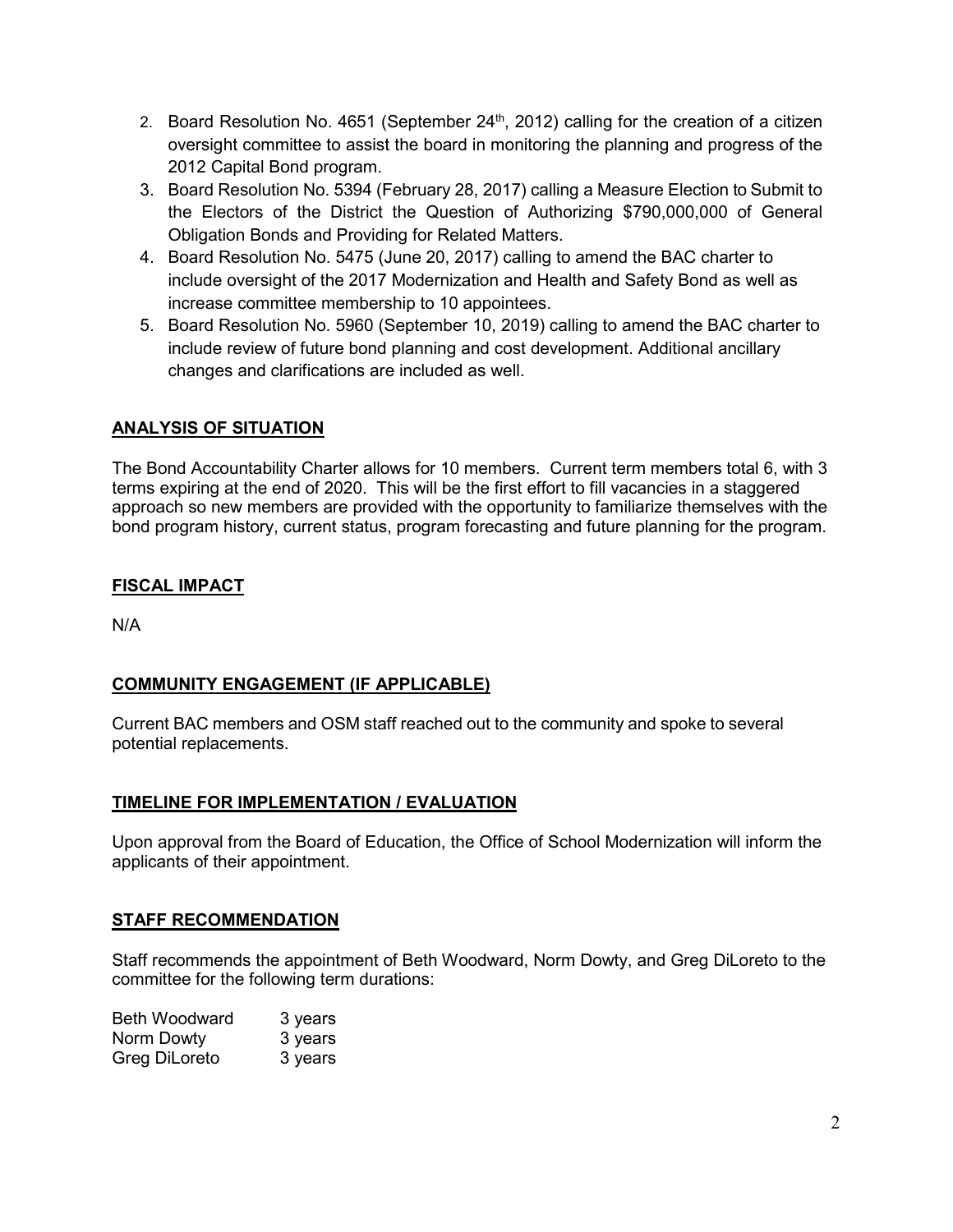2. Board Resolution No. 4651 (September 24th, 2012) calling for the creation of a citizen oversight committee to assist the board in monitoring the planning and progress of the 2012 Capital Bond program.
3. Board Resolution No. 5394 (February 28, 2017) calling a Measure Election to Submit to the Electors of the District the Question of Authorizing $790,000,000 of General Obligation Bonds and Providing for Related Matters.
4. Board Resolution No. 5475 (June 20, 2017) calling to amend the BAC charter to include oversight of the 2017 Modernization and Health and Safety Bond as well as increase committee membership to 10 appointees.
5. Board Resolution No. 5960 (September 10, 2019) calling to amend the BAC charter to include review of future bond planning and cost development. Additional ancillary changes and clarifications are included as well.

## ANALYSIS OF SITUATION

The Bond Accountability Charter allows for 10 members. Current term members total 6, with 3 terms expiring at the end of 2020. This will be the first effort to fill vacancies in a staggered approach so new members are provided with the opportunity to familiarize themselves with the bond program history, current status, program forecasting and future planning for the program.

## FISCAL IMPACT

N/A

## COMMUNITY ENGAGEMENT (IF APPLICABLE)

Current BAC members and OSM staff reached out to the community and spoke to several potential replacements.

## TIMELINE FOR IMPLEMENTATION / EVALUATION

Upon approval from the Board of Education, the Office of School Modernization will inform the applicants of their appointment.

## STAFF RECOMMENDATION

Staff recommends the appointment of Beth Woodward, Norm Dowty, and Greg DiLoreto to the committee for the following term durations:

| | |
|---|---|
| Beth Woodward | 3 years |
| Norm Dowty | 3 years |
| Greg DiLoreto | 3 years |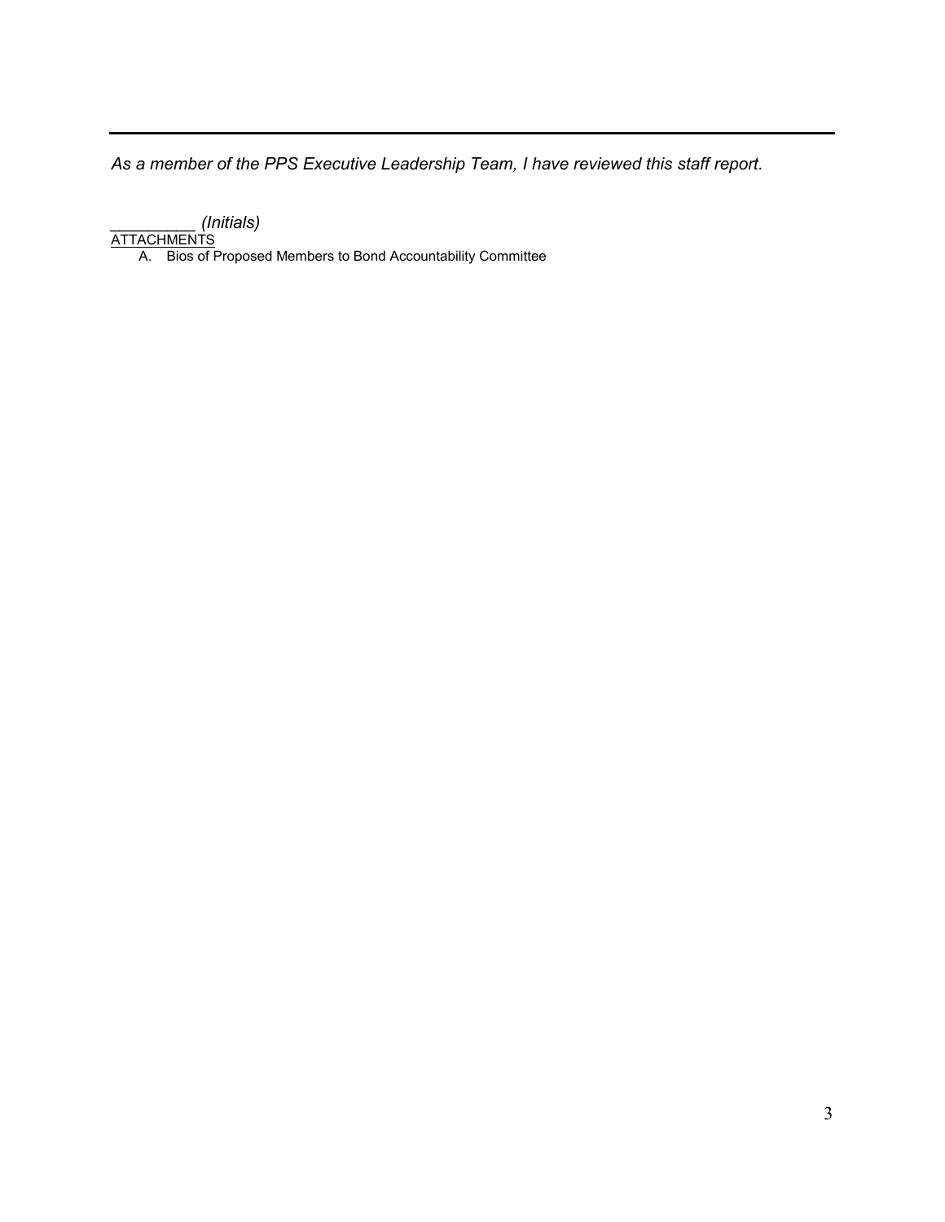---

*As a member of the PPS Executive Leadership Team, I have reviewed this staff report.*

_________ *(Initials)*

ATTACHMENTS

A. Bios of Proposed Members to Bond Accountability Committee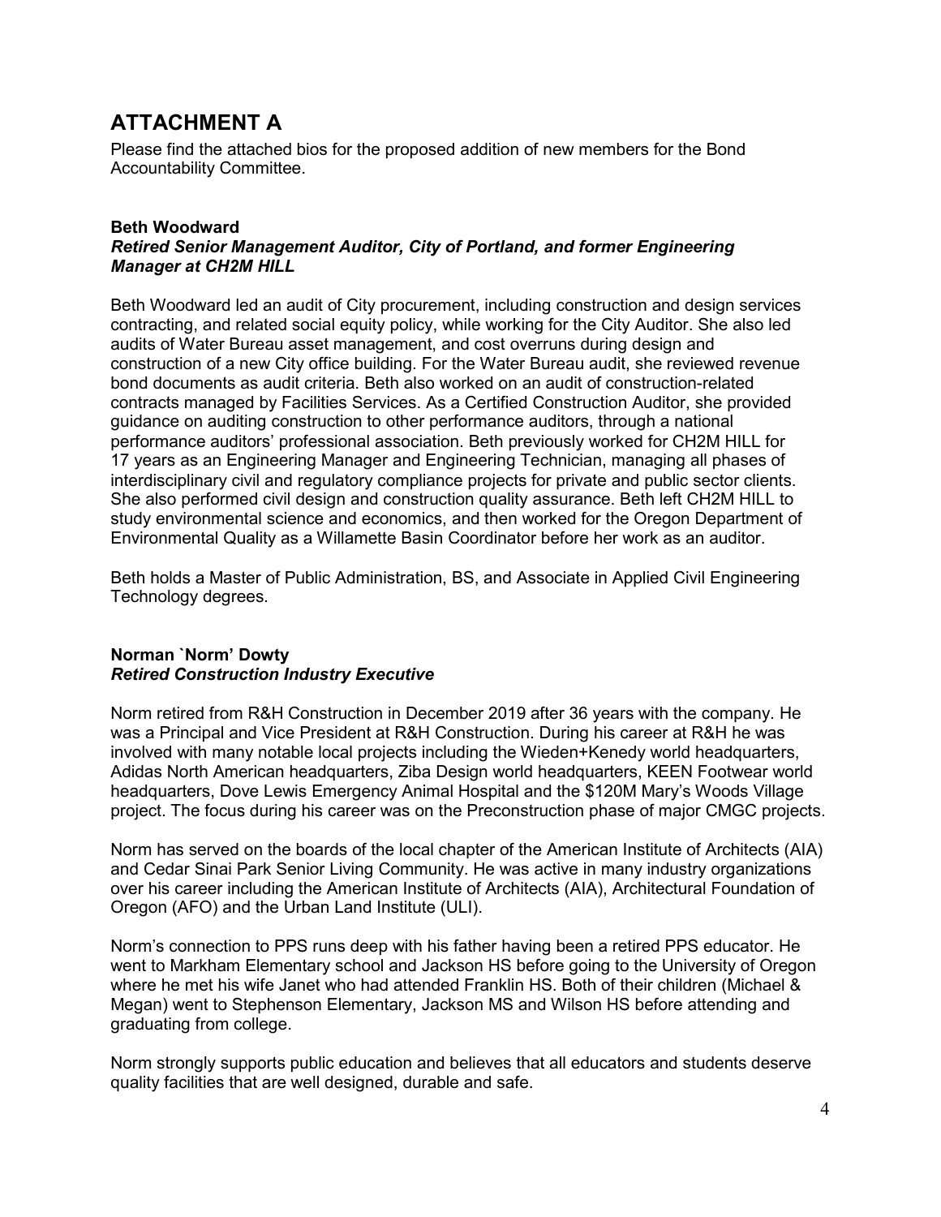# ATTACHMENT A

Please find the attached bios for the proposed addition of new members for the Bond Accountability Committee.

**Beth Woodward**
***Retired Senior Management Auditor, City of Portland, and former Engineering Manager at CH2M HILL***

Beth Woodward led an audit of City procurement, including construction and design services contracting, and related social equity policy, while working for the City Auditor. She also led audits of Water Bureau asset management, and cost overruns during design and construction of a new City office building. For the Water Bureau audit, she reviewed revenue bond documents as audit criteria. Beth also worked on an audit of construction-related contracts managed by Facilities Services. As a Certified Construction Auditor, she provided guidance on auditing construction to other performance auditors, through a national performance auditors' professional association. Beth previously worked for CH2M HILL for 17 years as an Engineering Manager and Engineering Technician, managing all phases of interdisciplinary civil and regulatory compliance projects for private and public sector clients. She also performed civil design and construction quality assurance. Beth left CH2M HILL to study environmental science and economics, and then worked for the Oregon Department of Environmental Quality as a Willamette Basin Coordinator before her work as an auditor.

Beth holds a Master of Public Administration, BS, and Associate in Applied Civil Engineering Technology degrees.

**Norman `Norm' Dowty**
***Retired Construction Industry Executive***

Norm retired from R&H Construction in December 2019 after 36 years with the company. He was a Principal and Vice President at R&H Construction. During his career at R&H he was involved with many notable local projects including the Wieden+Kenedy world headquarters, Adidas North American headquarters, Ziba Design world headquarters, KEEN Footwear world headquarters, Dove Lewis Emergency Animal Hospital and the $120M Mary's Woods Village project. The focus during his career was on the Preconstruction phase of major CMGC projects.

Norm has served on the boards of the local chapter of the American Institute of Architects (AIA) and Cedar Sinai Park Senior Living Community. He was active in many industry organizations over his career including the American Institute of Architects (AIA), Architectural Foundation of Oregon (AFO) and the Urban Land Institute (ULI).

Norm's connection to PPS runs deep with his father having been a retired PPS educator. He went to Markham Elementary school and Jackson HS before going to the University of Oregon where he met his wife Janet who had attended Franklin HS. Both of their children (Michael & Megan) went to Stephenson Elementary, Jackson MS and Wilson HS before attending and graduating from college.

Norm strongly supports public education and believes that all educators and students deserve quality facilities that are well designed, durable and safe.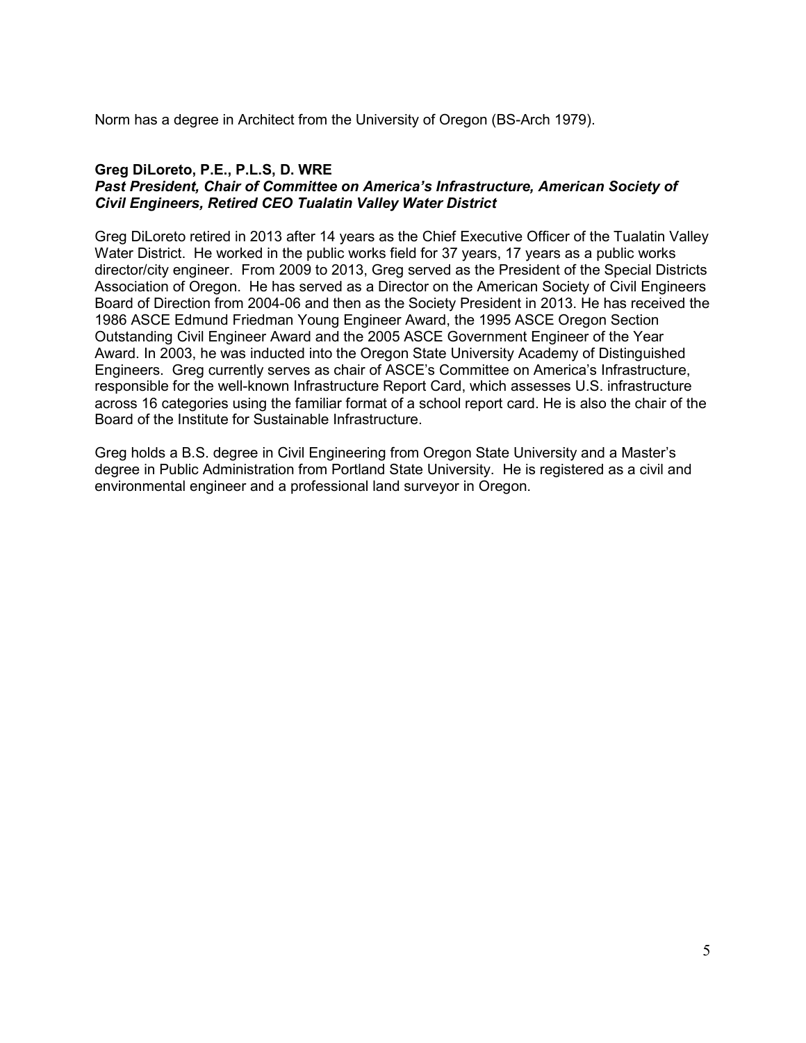Norm has a degree in Architect from the University of Oregon (BS-Arch 1979).

**Greg DiLoreto, P.E., P.L.S, D. WRE**
***Past President, Chair of Committee on America's Infrastructure, American Society of Civil Engineers, Retired CEO Tualatin Valley Water District***

Greg DiLoreto retired in 2013 after 14 years as the Chief Executive Officer of the Tualatin Valley Water District. He worked in the public works field for 37 years, 17 years as a public works director/city engineer. From 2009 to 2013, Greg served as the President of the Special Districts Association of Oregon. He has served as a Director on the American Society of Civil Engineers Board of Direction from 2004-06 and then as the Society President in 2013. He has received the 1986 ASCE Edmund Friedman Young Engineer Award, the 1995 ASCE Oregon Section Outstanding Civil Engineer Award and the 2005 ASCE Government Engineer of the Year Award. In 2003, he was inducted into the Oregon State University Academy of Distinguished Engineers. Greg currently serves as chair of ASCE's Committee on America's Infrastructure, responsible for the well-known Infrastructure Report Card, which assesses U.S. infrastructure across 16 categories using the familiar format of a school report card. He is also the chair of the Board of the Institute for Sustainable Infrastructure.

Greg holds a B.S. degree in Civil Engineering from Oregon State University and a Master's degree in Public Administration from Portland State University. He is registered as a civil and environmental engineer and a professional land surveyor in Oregon.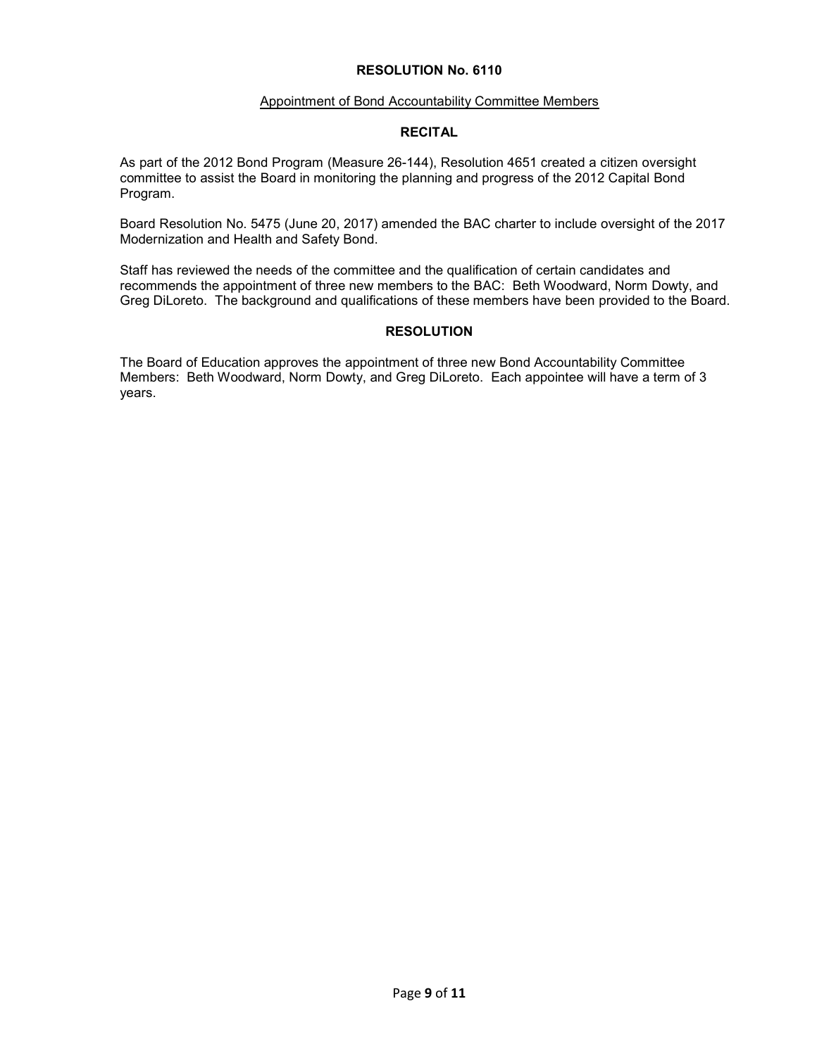# RESOLUTION No. 6110

Appointment of Bond Accountability Committee Members

## RECITAL

As part of the 2012 Bond Program (Measure 26-144), Resolution 4651 created a citizen oversight committee to assist the Board in monitoring the planning and progress of the 2012 Capital Bond Program.

Board Resolution No. 5475 (June 20, 2017) amended the BAC charter to include oversight of the 2017 Modernization and Health and Safety Bond.

Staff has reviewed the needs of the committee and the qualification of certain candidates and recommends the appointment of three new members to the BAC: Beth Woodward, Norm Dowty, and Greg DiLoreto. The background and qualifications of these members have been provided to the Board.

## RESOLUTION

The Board of Education approves the appointment of three new Bond Accountability Committee Members: Beth Woodward, Norm Dowty, and Greg DiLoreto. Each appointee will have a term of 3 years.